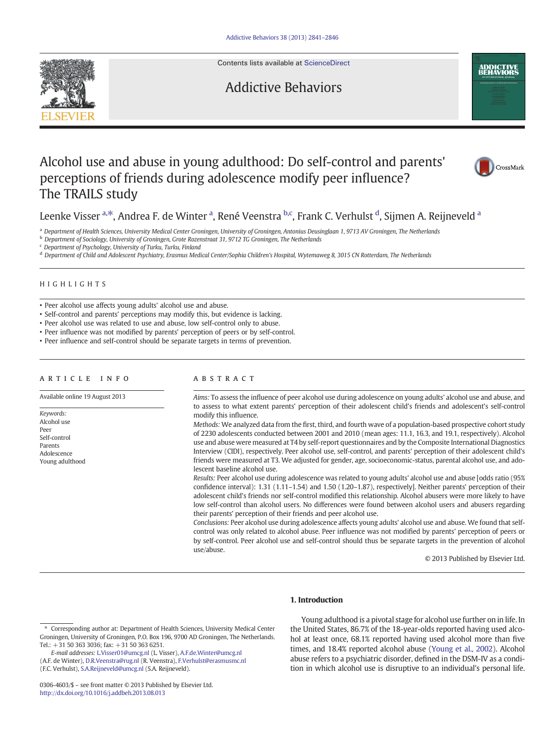# Alcohol use and abuse in young adulthood: Do self-control and parents' perceptions of friends during adolescence modify peer influence? The TRAILS study

Leenke Visser [a,*], Andrea F. de Winter [a], René Veenstra [b,c], Frank C. Verhulst [d], Sijmen A. Reijneveld [a]

[a] Department of Health Sciences, University Medical Center Groningen, University of Groningen, Antonius Deusinglaan 1, 9713 AV Groningen, The Netherlands
[b] Department of Sociology, University of Groningen, Grote Rozenstraat 31, 9712 TG Groningen, The Netherlands
[c] Department of Psychology, University of Turku, Turku, Finland
[d] Department of Child and Adolescent Psychiatry, Erasmus Medical Center/Sophia Children's Hospital, Wytemaweg 8, 3015 CN Rotterdam, The Netherlands

## HIGHLIGHTS

- Peer alcohol use affects young adults' alcohol use and abuse.
- Self-control and parents' perceptions may modify this, but evidence is lacking.
- Peer alcohol use was related to use and abuse, low self-control only to abuse.
- Peer influence was not modified by parents' perception of peers or by self-control.
- Peer influence and self-control should be separate targets in terms of prevention.

## ARTICLE INFO

Available online 19 August 2013

*Keywords:*
Alcohol use
Peer
Self-control
Parents
Adolescence
Young adulthood

## ABSTRACT

*Aims:* To assess the influence of peer alcohol use during adolescence on young adults' alcohol use and abuse, and to assess to what extent parents' perception of their adolescent child's friends and adolescent's self-control modify this influence.

*Methods:* We analyzed data from the first, third, and fourth wave of a population-based prospective cohort study of 2230 adolescents conducted between 2001 and 2010 (mean ages: 11.1, 16.3, and 19.1, respectively). Alcohol use and abuse were measured at T4 by self-report questionnaires and by the Composite International Diagnostics Interview (CIDI), respectively. Peer alcohol use, self-control, and parents' perception of their adolescent child's friends were measured at T3. We adjusted for gender, age, socioeconomic-status, parental alcohol use, and adolescent baseline alcohol use.

*Results:* Peer alcohol use during adolescence was related to young adults' alcohol use and abuse [odds ratio (95% confidence interval): 1.31 (1.11–1.54) and 1.50 (1.20–1.87), respectively]. Neither parents' perception of their adolescent child's friends nor self-control modified this relationship. Alcohol abusers were more likely to have low self-control than alcohol users. No differences were found between alcohol users and abusers regarding their parents' perception of their friends and peer alcohol use.

*Conclusions:* Peer alcohol use during adolescence affects young adults' alcohol use and abuse. We found that self-control was only related to alcohol abuse. Peer influence was not modified by parents' perception of peers or by self-control. Peer alcohol use and self-control should thus be separate targets in the prevention of alcohol use/abuse.

© 2013 Published by Elsevier Ltd.

## 1. Introduction

Young adulthood is a pivotal stage for alcohol use further on in life. In the United States, 86.7% of the 18-year-olds reported having used alcohol at least once, 68.1% reported having used alcohol more than five times, and 18.4% reported alcohol abuse (Young et al., 2002). Alcohol abuse refers to a psychiatric disorder, defined in the DSM-IV as a condition in which alcohol use is disruptive to an individual's personal life.

---

* Corresponding author at: Department of Health Sciences, University Medical Center Groningen, University of Groningen, P.O. Box 196, 9700 AD Groningen, The Netherlands. Tel.: +31 50 363 3036; fax: +31 50 363 6251.

*E-mail addresses:* L.Visser01@umcg.nl (L. Visser), A.F.de.Winter@umcg.nl (A.F. de Winter), D.R.Veenstra@rug.nl (R. Veenstra), F.Verhulst@erasmusmc.nl (F.C. Verhulst), S.A.Reijneveld@umcg.nl (S.A. Reijneveld).

0306-4603/$ – see front matter © 2013 Published by Elsevier Ltd.
http://dx.doi.org/10.1016/j.addbeh.2013.08.013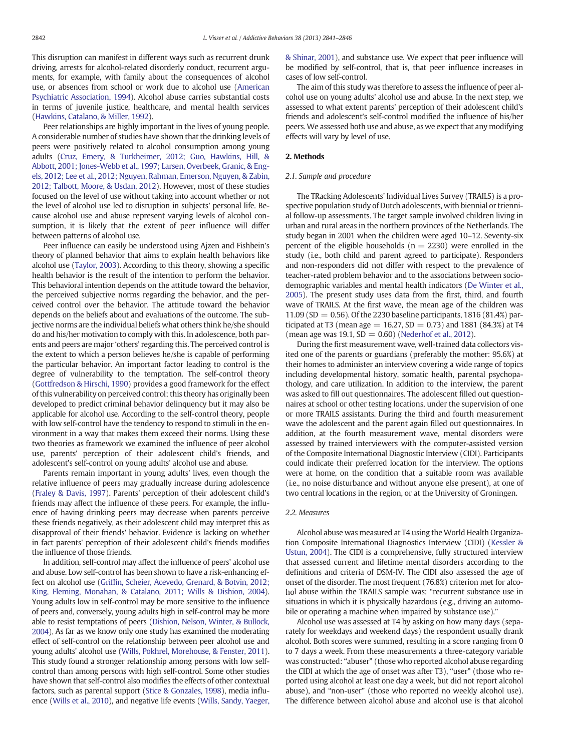This disruption can manifest in different ways such as recurrent drunk driving, arrests for alcohol-related disorderly conduct, recurrent arguments, for example, with family about the consequences of alcohol use, or absences from school or work due to alcohol use (American Psychiatric Association, 1994). Alcohol abuse carries substantial costs in terms of juvenile justice, healthcare, and mental health services (Hawkins, Catalano, & Miller, 1992).

Peer relationships are highly important in the lives of young people. A considerable number of studies have shown that the drinking levels of peers were positively related to alcohol consumption among young adults (Cruz, Emery, & Turkheimer, 2012; Guo, Hawkins, Hill, & Abbott, 2001; Jones-Webb et al., 1997; Larsen, Overbeek, Granic, & Engels, 2012; Lee et al., 2012; Nguyen, Rahman, Emerson, Nguyen, & Zabin, 2012; Talbott, Moore, & Usdan, 2012). However, most of these studies focused on the level of use without taking into account whether or not the level of alcohol use led to disruption in subjects' personal life. Because alcohol use and abuse represent varying levels of alcohol consumption, it is likely that the extent of peer influence will differ between patterns of alcohol use.

Peer influence can easily be understood using Ajzen and Fishbein's theory of planned behavior that aims to explain health behaviors like alcohol use (Taylor, 2003). According to this theory, showing a specific health behavior is the result of the intention to perform the behavior. This behavioral intention depends on the attitude toward the behavior, the perceived subjective norms regarding the behavior, and the perceived control over the behavior. The attitude toward the behavior depends on the beliefs about and evaluations of the outcome. The subjective norms are the individual beliefs what others think he/she should do and his/her motivation to comply with this. In adolescence, both parents and peers are major 'others' regarding this. The perceived control is the extent to which a person believes he/she is capable of performing the particular behavior. An important factor leading to control is the degree of vulnerability to the temptation. The self-control theory (Gottfredson & Hirschi, 1990) provides a good framework for the effect of this vulnerability on perceived control; this theory has originally been developed to predict criminal behavior delinquency but it may also be applicable for alcohol use. According to the self-control theory, people with low self-control have the tendency to respond to stimuli in the environment in a way that makes them exceed their norms. Using these two theories as framework we examined the influence of peer alcohol use, parents' perception of their adolescent child's friends, and adolescent's self-control on young adults' alcohol use and abuse.

Parents remain important in young adults' lives, even though the relative influence of peers may gradually increase during adolescence (Fraley & Davis, 1997). Parents' perception of their adolescent child's friends may affect the influence of these peers. For example, the influence of having drinking peers may decrease when parents perceive these friends negatively, as their adolescent child may interpret this as disapproval of their friends' behavior. Evidence is lacking on whether in fact parents' perception of their adolescent child's friends modifies the influence of those friends.

In addition, self-control may affect the influence of peers' alcohol use and abuse. Low self-control has been shown to have a risk-enhancing effect on alcohol use (Griffin, Scheier, Acevedo, Grenard, & Botvin, 2012; King, Fleming, Monahan, & Catalano, 2011; Wills & Dishion, 2004). Young adults low in self-control may be more sensitive to the influence of peers and, conversely, young adults high in self-control may be more able to resist temptations of peers (Dishion, Nelson, Winter, & Bullock, 2004). As far as we know only one study has examined the moderating effect of self-control on the relationship between peer alcohol use and young adults' alcohol use (Wills, Pokhrel, Morehouse, & Fenster, 2011). This study found a stronger relationship among persons with low self-control than among persons with high self-control. Some other studies have shown that self-control also modifies the effects of other contextual factors, such as parental support (Stice & Gonzales, 1998), media influence (Wills et al., 2010), and negative life events (Wills, Sandy, Yaeger, & Shinar, 2001), and substance use. We expect that peer influence will be modified by self-control, that is, that peer influence increases in cases of low self-control.

The aim of this study was therefore to assess the influence of peer alcohol use on young adults' alcohol use and abuse. In the next step, we assessed to what extent parents' perception of their adolescent child's friends and adolescent's self-control modified the influence of his/her peers. We assessed both use and abuse, as we expect that any modifying effects will vary by level of use.

## 2. Methods

### 2.1. Sample and procedure

The TRacking Adolescents' Individual Lives Survey (TRAILS) is a prospective population study of Dutch adolescents, with biennial or triennial follow-up assessments. The target sample involved children living in urban and rural areas in the northern provinces of the Netherlands. The study began in 2001 when the children were aged 10–12. Seventy-six percent of the eligible households ($n = 2230$) were enrolled in the study (i.e., both child and parent agreed to participate). Responders and non-responders did not differ with respect to the prevalence of teacher-rated problem behavior and to the associations between sociodemographic variables and mental health indicators (De Winter et al., 2005). The present study uses data from the first, third, and fourth wave of TRAILS. At the first wave, the mean age of the children was 11.09 (SD = 0.56). Of the 2230 baseline participants, 1816 (81.4%) participated at T3 (mean age = 16.27, SD = 0.73) and 1881 (84.3%) at T4 (mean age was 19.1, SD = 0.60) (Nederhof et al., 2012).

During the first measurement wave, well-trained data collectors visited one of the parents or guardians (preferably the mother: 95.6%) at their homes to administer an interview covering a wide range of topics including developmental history, somatic health, parental psychopathology, and care utilization. In addition to the interview, the parent was asked to fill out questionnaires. The adolescent filled out questionnaires at school or other testing locations, under the supervision of one or more TRAILS assistants. During the third and fourth measurement wave the adolescent and the parent again filled out questionnaires. In addition, at the fourth measurement wave, mental disorders were assessed by trained interviewers with the computer-assisted version of the Composite International Diagnostic Interview (CIDI). Participants could indicate their preferred location for the interview. The options were at home, on the condition that a suitable room was available (i.e., no noise disturbance and without anyone else present), at one of two central locations in the region, or at the University of Groningen.

### 2.2. Measures

Alcohol abuse was measured at T4 using the World Health Organization Composite International Diagnostics Interview (CIDI) (Kessler & Ustun, 2004). The CIDI is a comprehensive, fully structured interview that assessed current and lifetime mental disorders according to the definitions and criteria of DSM-IV. The CIDI also assessed the age of onset of the disorder. The most frequent (76.8%) criterion met for alcohol abuse within the TRAILS sample was: "recurrent substance use in situations in which it is physically hazardous (e.g., driving an automobile or operating a machine when impaired by substance use)."

Alcohol use was assessed at T4 by asking on how many days (separately for weekdays and weekend days) the respondent usually drank alcohol. Both scores were summed, resulting in a score ranging from 0 to 7 days a week. From these measurements a three-category variable was constructed: "abuser" (those who reported alcohol abuse regarding the CIDI at which the age of onset was after T3), "user" (those who reported using alcohol at least one day a week, but did not report alcohol abuse), and "non-user" (those who reported no weekly alcohol use). The difference between alcohol abuse and alcohol use is that alcohol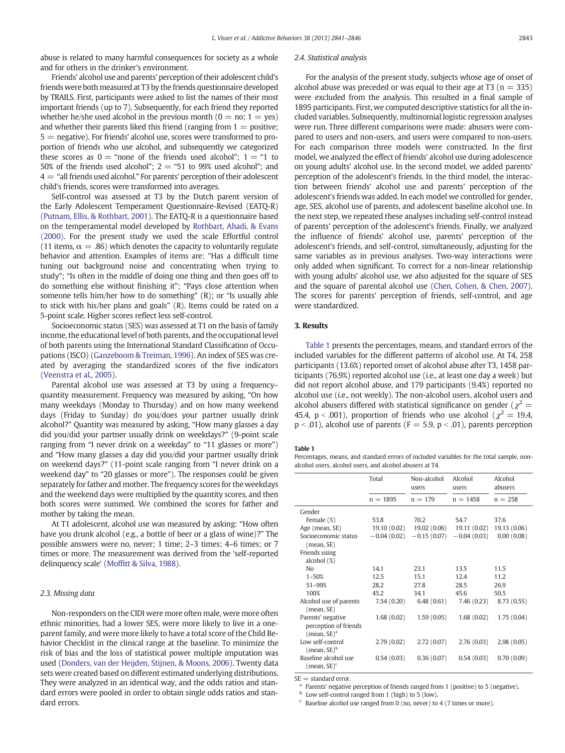abuse is related to many harmful consequences for society as a whole and for others in the drinker's environment.

Friends' alcohol use and parents' perception of their adolescent child's friends were both measured at T3 by the friends questionnaire developed by TRAILS. First, participants were asked to list the names of their most important friends (up to 7). Subsequently, for each friend they reported whether he/she used alcohol in the previous month (0 = no; 1 = yes) and whether their parents liked this friend (ranging from 1 = positive; 5 = negative). For friends' alcohol use, scores were transformed to proportion of friends who use alcohol, and subsequently we categorized these scores as 0 = "none of the friends used alcohol"; 1 = "1 to 50% of the friends used alcohol"; 2 = "51 to 99% used alcohol"; and 4 = "all friends used alcohol." For parents' perception of their adolescent child's friends, scores were transformed into averages.

Self-control was assessed at T3 by the Dutch parent version of the Early Adolescent Temperament Questionnaire-Revised (EATQ-R) (Putnam, Ellis, & Rothbart, 2001). The EATQ-R is a questionnaire based on the temperamental model developed by Rothbart, Ahadi, & Evans (2000). For the present study we used the scale Effortful control (11 items, $\alpha = .86$) which denotes the capacity to voluntarily regulate behavior and attention. Examples of items are: "Has a difficult time tuning out background noise and concentrating when trying to study"; "Is often in the middle of doing one thing and then goes off to do something else without finishing it"; "Pays close attention when someone tells him/her how to do something" (R); or "Is usually able to stick with his/her plans and goals" (R). Items could be rated on a 5-point scale. Higher scores reflect less self-control.

Socioeconomic status (SES) was assessed at T1 on the basis of family income, the educational level of both parents, and the occupational level of both parents using the International Standard Classification of Occupations (ISCO) (Ganzeboom & Treiman, 1996). An index of SES was created by averaging the standardized scores of the five indicators (Veenstra et al., 2005).

Parental alcohol use was assessed at T3 by using a frequency–quantity measurement. Frequency was measured by asking, "On how many weekdays (Monday to Thursday) and on how many weekend days (Friday to Sunday) do you/does your partner usually drink alcohol?" Quantity was measured by asking, "How many glasses a day did you/did your partner usually drink on weekdays?" (9-point scale ranging from "I never drink on a weekday" to "11 glasses or more") and "How many glasses a day did you/did your partner usually drink on weekend days?" (11-point scale ranging from "I never drink on a weekend day" to "20 glasses or more"). The responses could be given separately for father and mother. The frequency scores for the weekdays and the weekend days were multiplied by the quantity scores, and then both scores were summed. We combined the scores for father and mother by taking the mean.

At T1 adolescent, alcohol use was measured by asking: "How often have you drunk alcohol (e.g., a bottle of beer or a glass of wine)?" The possible answers were no, never; 1 time; 2–3 times; 4–6 times; or 7 times or more. The measurement was derived from the 'self-reported delinquency scale' (Moffitt & Silva, 1988).

### 2.3. Missing data

Non-responders on the CIDI were more often male, were more often ethnic minorities, had a lower SES, were more likely to live in a one-parent family, and were more likely to have a total score of the Child Behavior Checklist in the clinical range at the baseline. To minimize the risk of bias and the loss of statistical power multiple imputation was used (Donders, van der Heijden, Stijnen, & Moons, 2006). Twenty data sets were created based on different estimated underlying distributions. They were analyzed in an identical way, and the odds ratios and standard errors were pooled in order to obtain single odds ratios and standard errors.

### 2.4. Statistical analysis

For the analysis of the present study, subjects whose age of onset of alcohol abuse was preceded or was equal to their age at T3 (n = 335) were excluded from the analysis. This resulted in a final sample of 1895 participants. First, we computed descriptive statistics for all the included variables. Subsequently, multinomial logistic regression analyses were run. Three different comparisons were made: abusers were compared to users and non-users, and users were compared to non-users. For each comparison three models were constructed. In the first model, we analyzed the effect of friends' alcohol use during adolescence on young adults' alcohol use. In the second model, we added parents' perception of the adolescent's friends. In the third model, the interaction between friends' alcohol use and parents' perception of the adolescent's friends was added. In each model we controlled for gender, age, SES, alcohol use of parents, and adolescent baseline alcohol use. In the next step, we repeated these analyses including self-control instead of parents' perception of the adolescent's friends. Finally, we analyzed the influence of friends' alcohol use, parents' perception of the adolescent's friends, and self-control, simultaneously, adjusting for the same variables as in previous analyses. Two-way interactions were only added when significant. To correct for a non-linear relationship with young adults' alcohol use, we also adjusted for the square of SES and the square of parental alcohol use (Chen, Cohen, & Chen, 2007). The scores for parents' perception of friends, self-control, and age were standardized.

## 3. Results

Table 1 presents the percentages, means, and standard errors of the included variables for the different patterns of alcohol use. At T4, 258 participants (13.6%) reported onset of alcohol abuse after T3, 1458 participants (76.9%) reported alcohol use (i.e., at least one day a week) but did not report alcohol abuse, and 179 participants (9.4%) reported no alcohol use (i.e., not weekly). The non-alcohol users, alcohol users and alcohol abusers differed with statistical significance on gender ($\chi^2 = 45.4$, $p < .001$), proportion of friends who use alcohol ($\chi^2 = 19.4$, $p < .01$), alcohol use of parents ($F = 5.9$, $p < .01$), parents perception

**Table 1**
Percentages, means, and standard errors of included variables for the total sample, non-alcohol users, alcohol users, and alcohol abusers at T4.

| | Total | Non-alcohol users | Alcohol users | Alcohol abusers |
|---|---|---|---|---|
| | n = 1895 | n = 179 | n = 1458 | n = 258 |
| Gender | | | | |
| Female (%) | 53.8 | 70.2 | 54.7 | 37.6 |
| Age (mean, SE) | 19.10 (0.02) | 19.02 (0.06) | 19.11 (0.02) | 19.13 (0.06) |
| Socioeconomic status (mean, SE) | −0.04 (0.02) | −0.15 (0.07) | −0.04 (0.03) | 0.00 (0.08) |
| Friends using alcohol (%) | | | | |
| No | 14.1 | 23.1 | 13.5 | 11.5 |
| 1–50% | 12.5 | 15.1 | 12.4 | 11.2 |
| 51–99% | 28.2 | 27.8 | 28.5 | 26.9 |
| 100% | 45.2 | 34.1 | 45.6 | 50.5 |
| Alcohol use of parents (mean, SE) | 7.54 (0.20) | 6.48 (0.61) | 7.46 (0.23) | 8.73 (0.55) |
| Parents' negative perception of friends (mean, SE)[a] | 1.68 (0.02) | 1.59 (0.05) | 1.68 (0.02) | 1.75 (0.04) |
| Low self-control (mean, SE)[b] | 2.79 (0.02) | 2.72 (0.07) | 2.76 (0.03) | 2.98 (0.05) |
| Baseline alcohol use (mean, SE)[c] | 0.54 (0.03) | 0.36 (0.07) | 0.54 (0.03) | 0.70 (0.09) |

SE = standard error.
[a] Parents' negative perception of friends ranged from 1 (positive) to 5 (negative).
[b] Low self-control ranged from 1 (high) to 5 (low).
[c] Baseline alcohol use ranged from 0 (no, never) to 4 (7 times or more).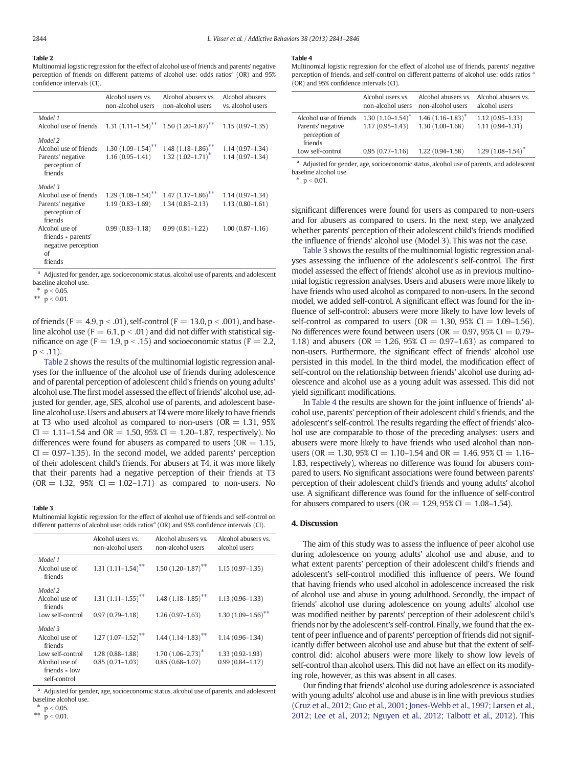**Table 2**

Multinomial logistic regression for the effect of alcohol use of friends and parents' negative perception of friends on different patterns of alcohol use: odds ratios[a] (OR) and 95% confidence intervals (CI).

| | Alcohol users vs. non-alcohol users | Alcohol abusers vs. non-alcohol users | Alcohol abusers vs. alcohol users |
|---|---|---|---|
| *Model 1* | | | |
| Alcohol use of friends | 1.31 (1.11–1.54)** | 1.50 (1.20–1.87)** | 1.15 (0.97–1.35) |
| *Model 2* | | | |
| Alcohol use of friends | 1.30 (1.09–1.54)** | 1.48 (1.18–1.86)** | 1.14 (0.97–1.34) |
| Parents' negative perception of friends | 1.16 (0.95–1.41) | 1.32 (1.02–1.71)* | 1.14 (0.97–1.34) |
| *Model 3* | | | |
| Alcohol use of friends | 1.29 (1.08–1.54)** | 1.47 (1.17–1.86)** | 1.14 (0.97–1.34) |
| Parents' negative perception of friends | 1.19 (0.83–1.69) | 1.34 (0.85–2.13) | 1.13 (0.80–1.61) |
| Alcohol use of friends * parents' negative perception of friends | 0.99 (0.83–1.18) | 0.99 (0.81–1.22) | 1.00 (0.87–1.16) |

[a] Adjusted for gender, age, socioeconomic status, alcohol use of parents, and adolescent baseline alcohol use.
* $p < 0.05$.
** $p < 0.01$.

of friends ($F = 4.9$, $p < .01$), self-control ($F = 13.0$, $p < .001$), and baseline alcohol use ($F = 6.1$, $p < .01$) and did not differ with statistical significance on age ($F = 1.9$, $p < .15$) and socioeconomic status ($F = 2.2$, $p < .11$).

Table 2 shows the results of the multinomial logistic regression analyses for the influence of the alcohol use of friends during adolescence and of parental perception of adolescent child's friends on young adults' alcohol use. The first model assessed the effect of friends' alcohol use, adjusted for gender, age, SES, alcohol use of parents, and adolescent baseline alcohol use. Users and abusers at T4 were more likely to have friends at T3 who used alcohol as compared to non-users (OR = 1.31, 95% CI = 1.11–1.54 and OR = 1.50, 95% CI = 1.20–1.87, respectively). No differences were found for abusers as compared to users (OR = 1.15, CI = 0.97–1.35). In the second model, we added parents' perception of their adolescent child's friends. For abusers at T4, it was more likely that their parents had a negative perception of their friends at T3 (OR = 1.32, 95% CI = 1.02–1.71) as compared to non-users. No significant differences were found for users as compared to non-users and for abusers as compared to users. In the next step, we analyzed whether parents' perception of their adolescent child's friends modified the influence of friends' alcohol use (Model 3). This was not the case.

**Table 3**

Multinomial logistic regression for the effect of alcohol use of friends and self-control on different patterns of alcohol use: odds ratios[a] (OR) and 95% confidence intervals (CI).

| | Alcohol users vs. non-alcohol users | Alcohol abusers vs. non-alcohol users | Alcohol abusers vs. alcohol users |
|---|---|---|---|
| *Model 1* | | | |
| Alcohol use of friends | 1.31 (1.11–1.54)** | 1.50 (1.20–1.87)** | 1.15 (0.97–1.35) |
| *Model 2* | | | |
| Alcohol use of friends | 1.31 (1.11–1.55)** | 1.48 (1.18–1.85)** | 1.13 (0.96–1.33) |
| Low self-control | 0.97 (0.79–1.18) | 1.26 (0.97–1.63) | 1.30 (1.09–1.56)** |
| *Model 3* | | | |
| Alcohol use of friends | 1.27 (1.07–1.52)** | 1.44 (1.14–1.83)** | 1.14 (0.96–1.34) |
| Low self-control | 1.28 (0.88–1.88) | 1.70 (1.06–2.73)* | 1.33 (0.92-1.93) |
| Alcohol use of friends * low self-control | 0.85 (0.71–1.03) | 0.85 (0.68–1.07) | 0.99 (0.84–1.17) |

[a] Adjusted for gender, age, socioeconomic status, alcohol use of parents, and adolescent baseline alcohol use.
* $p < 0.05$.
** $p < 0.01$.

Table 3 shows the results of the multinomial logistic regression analyses assessing the influence of the adolescent's self-control. The first model assessed the effect of friends' alcohol use as in previous multinomial logistic regression analyses. Users and abusers were more likely to have friends who used alcohol as compared to non-users. In the second model, we added self-control. A significant effect was found for the influence of self-control: abusers were more likely to have low levels of self-control as compared to users (OR = 1.30, 95% CI = 1.09–1.56). No differences were found between users (OR = 0.97, 95% CI = 0.79–1.18) and abusers (OR = 1.26, 95% CI = 0.97–1.63) as compared to non-users. Furthermore, the significant effect of friends' alcohol use persisted in this model. In the third model, the modification effect of self-control on the relationship between friends' alcohol use during adolescence and alcohol use as a young adult was assessed. This did not yield significant modifications.

**Table 4**

Multinomial logistic regression for the effect of alcohol use of friends, parents' negative perception of friends, and self-control on different patterns of alcohol use: odds ratios [a] (OR) and 95% confidence intervals (CI).

| | Alcohol users vs. non-alcohol users | Alcohol abusers vs. non-alcohol users | Alcohol abusers vs. alcohol users |
|---|---|---|---|
| Alcohol use of friends | 1.30 (1.10–1.54)* | 1.46 (1.16–1.83)* | 1.12 (0.95–1.33) |
| Parents' negative perception of friends | 1.17 (0.95–1.43) | 1.30 (1.00–1.68) | 1.11 (0.94–1.31) |
| Low self-control | 0.95 (0.77–1.16) | 1.22 (0.94–1.58) | 1.29 (1.08–1.54)* |

[a] Adjusted for gender, age, socioeconomic status, alcohol use of parents, and adolescent baseline alcohol use.
* $p < 0.01$.

In Table 4 the results are shown for the joint influence of friends' alcohol use, parents' perception of their adolescent child's friends, and the adolescent's self-control. The results regarding the effect of friends' alcohol use are comparable to those of the preceding analyses: users and abusers were more likely to have friends who used alcohol than non-users (OR = 1.30, 95% CI = 1.10–1.54 and OR = 1.46, 95% CI = 1.16–1.83, respectively), whereas no difference was found for abusers compared to users. No significant associations were found between parents' perception of their adolescent child's friends and young adults' alcohol use. A significant difference was found for the influence of self-control for abusers compared to users (OR = 1.29, 95% CI = 1.08–1.54).

## 4. Discussion

The aim of this study was to assess the influence of peer alcohol use during adolescence on young adults' alcohol use and abuse, and to what extent parents' perception of their adolescent child's friends and adolescent's self-control modified this influence of peers. We found that having friends who used alcohol in adolescence increased the risk of alcohol use and abuse in young adulthood. Secondly, the impact of friends' alcohol use during adolescence on young adults' alcohol use was modified neither by parents' perception of their adolescent child's friends nor by the adolescent's self-control. Finally, we found that the extent of peer influence and of parents' perception of friends did not significantly differ between alcohol use and abuse but that the extent of self-control did: alcohol abusers were more likely to show low levels of self-control than alcohol users. This did not have an effect on its modifying role, however, as this was absent in all cases.

Our finding that friends' alcohol use during adolescence is associated with young adults' alcohol use and abuse is in line with previous studies (Cruz et al., 2012; Guo et al., 2001; Jones-Webb et al., 1997; Larsen et al., 2012; Lee et al., 2012; Nguyen et al., 2012; Talbott et al., 2012). This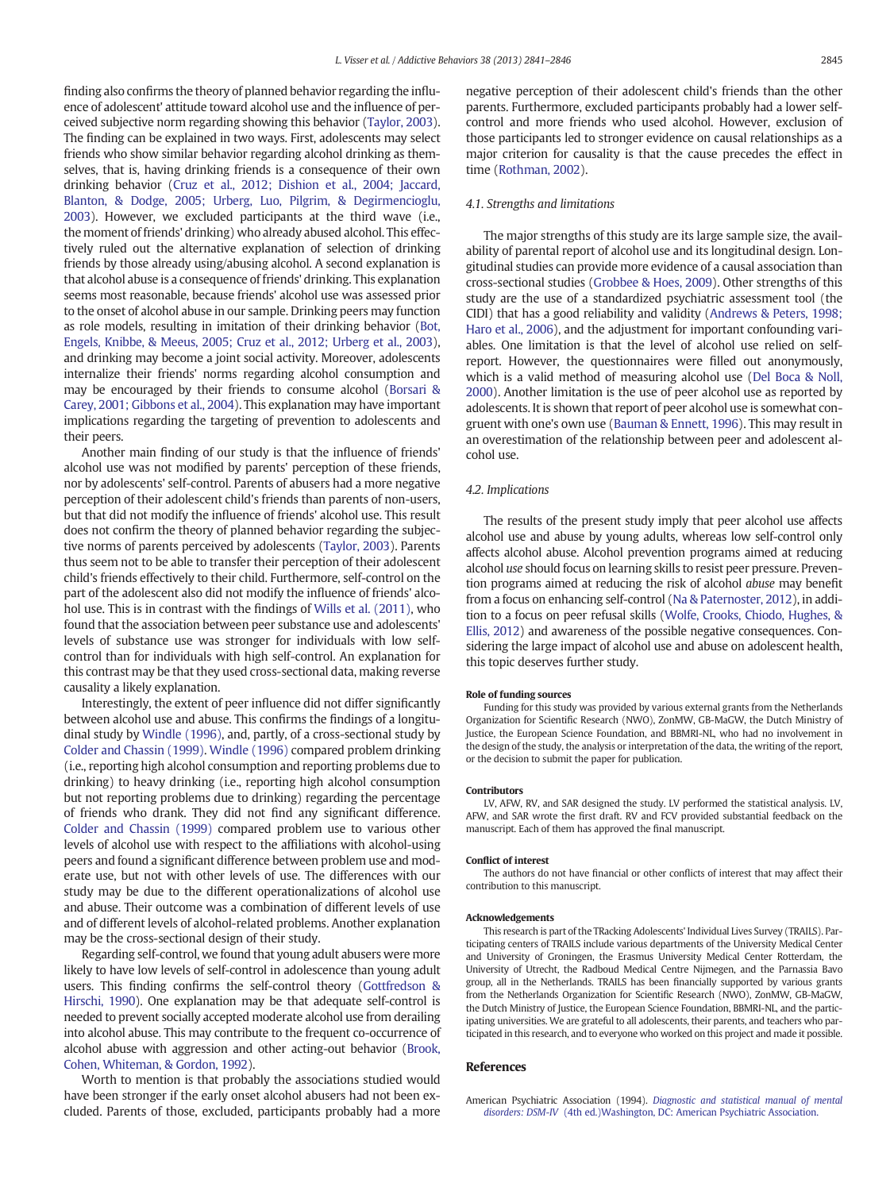finding also confirms the theory of planned behavior regarding the influence of adolescent' attitude toward alcohol use and the influence of perceived subjective norm regarding showing this behavior (Taylor, 2003). The finding can be explained in two ways. First, adolescents may select friends who show similar behavior regarding alcohol drinking as themselves, that is, having drinking friends is a consequence of their own drinking behavior (Cruz et al., 2012; Dishion et al., 2004; Jaccard, Blanton, & Dodge, 2005; Urberg, Luo, Pilgrim, & Degirmencioglu, 2003). However, we excluded participants at the third wave (i.e., the moment of friends' drinking) who already abused alcohol. This effectively ruled out the alternative explanation of selection of drinking friends by those already using/abusing alcohol. A second explanation is that alcohol abuse is a consequence of friends' drinking. This explanation seems most reasonable, because friends' alcohol use was assessed prior to the onset of alcohol abuse in our sample. Drinking peers may function as role models, resulting in imitation of their drinking behavior (Bot, Engels, Knibbe, & Meeus, 2005; Cruz et al., 2012; Urberg et al., 2003), and drinking may become a joint social activity. Moreover, adolescents internalize their friends' norms regarding alcohol consumption and may be encouraged by their friends to consume alcohol (Borsari & Carey, 2001; Gibbons et al., 2004). This explanation may have important implications regarding the targeting of prevention to adolescents and their peers.

Another main finding of our study is that the influence of friends' alcohol use was not modified by parents' perception of these friends, nor by adolescents' self-control. Parents of abusers had a more negative perception of their adolescent child's friends than parents of non-users, but that did not modify the influence of friends' alcohol use. This result does not confirm the theory of planned behavior regarding the subjective norms of parents perceived by adolescents (Taylor, 2003). Parents thus seem not to be able to transfer their perception of their adolescent child's friends effectively to their child. Furthermore, self-control on the part of the adolescent also did not modify the influence of friends' alcohol use. This is in contrast with the findings of Wills et al. (2011), who found that the association between peer substance use and adolescents' levels of substance use was stronger for individuals with low self-control than for individuals with high self-control. An explanation for this contrast may be that they used cross-sectional data, making reverse causality a likely explanation.

Interestingly, the extent of peer influence did not differ significantly between alcohol use and abuse. This confirms the findings of a longitudinal study by Windle (1996), and, partly, of a cross-sectional study by Colder and Chassin (1999). Windle (1996) compared problem drinking (i.e., reporting high alcohol consumption and reporting problems due to drinking) to heavy drinking (i.e., reporting high alcohol consumption but not reporting problems due to drinking) regarding the percentage of friends who drank. They did not find any significant difference. Colder and Chassin (1999) compared problem use to various other levels of alcohol use with respect to the affiliations with alcohol-using peers and found a significant difference between problem use and moderate use, but not with other levels of use. The differences with our study may be due to the different operationalizations of alcohol use and abuse. Their outcome was a combination of different levels of use and of different levels of alcohol-related problems. Another explanation may be the cross-sectional design of their study.

Regarding self-control, we found that young adult abusers were more likely to have low levels of self-control in adolescence than young adult users. This finding confirms the self-control theory (Gottfredson & Hirschi, 1990). One explanation may be that adequate self-control is needed to prevent socially accepted moderate alcohol use from derailing into alcohol abuse. This may contribute to the frequent co-occurrence of alcohol abuse with aggression and other acting-out behavior (Brook, Cohen, Whiteman, & Gordon, 1992).

Worth to mention is that probably the associations studied would have been stronger if the early onset alcohol abusers had not been excluded. Parents of those, excluded, participants probably had a more negative perception of their adolescent child's friends than the other parents. Furthermore, excluded participants probably had a lower self-control and more friends who used alcohol. However, exclusion of those participants led to stronger evidence on causal relationships as a major criterion for causality is that the cause precedes the effect in time (Rothman, 2002).

### 4.1. Strengths and limitations

The major strengths of this study are its large sample size, the availability of parental report of alcohol use and its longitudinal design. Longitudinal studies can provide more evidence of a causal association than cross-sectional studies (Grobbee & Hoes, 2009). Other strengths of this study are the use of a standardized psychiatric assessment tool (the CIDI) that has a good reliability and validity (Andrews & Peters, 1998; Haro et al., 2006), and the adjustment for important confounding variables. One limitation is that the level of alcohol use relied on self-report. However, the questionnaires were filled out anonymously, which is a valid method of measuring alcohol use (Del Boca & Noll, 2000). Another limitation is the use of peer alcohol use as reported by adolescents. It is shown that report of peer alcohol use is somewhat congruent with one's own use (Bauman & Ennett, 1996). This may result in an overestimation of the relationship between peer and adolescent alcohol use.

### 4.2. Implications

The results of the present study imply that peer alcohol use affects alcohol use and abuse by young adults, whereas low self-control only affects alcohol abuse. Alcohol prevention programs aimed at reducing alcohol *use* should focus on learning skills to resist peer pressure. Prevention programs aimed at reducing the risk of alcohol *abuse* may benefit from a focus on enhancing self-control (Na & Paternoster, 2012), in addition to a focus on peer refusal skills (Wolfe, Crooks, Chiodo, Hughes, & Ellis, 2012) and awareness of the possible negative consequences. Considering the large impact of alcohol use and abuse on adolescent health, this topic deserves further study.

#### Role of funding sources

Funding for this study was provided by various external grants from the Netherlands Organization for Scientific Research (NWO), ZonMW, GB-MaGW, the Dutch Ministry of Justice, the European Science Foundation, and BBMRI-NL, who had no involvement in the design of the study, the analysis or interpretation of the data, the writing of the report, or the decision to submit the paper for publication.

#### Contributors

LV, AFW, RV, and SAR designed the study. LV performed the statistical analysis. LV, AFW, and SAR wrote the first draft. RV and FCV provided substantial feedback on the manuscript. Each of them has approved the final manuscript.

#### Conflict of interest

The authors do not have financial or other conflicts of interest that may affect their contribution to this manuscript.

#### Acknowledgements

This research is part of the TRacking Adolescents' Individual Lives Survey (TRAILS). Participating centers of TRAILS include various departments of the University Medical Center and University of Groningen, the Erasmus University Medical Center Rotterdam, the University of Utrecht, the Radboud Medical Centre Nijmegen, and the Parnassia Bavo group, all in the Netherlands. TRAILS has been financially supported by various grants from the Netherlands Organization for Scientific Research (NWO), ZonMW, GB-MaGW, the Dutch Ministry of Justice, the European Science Foundation, BBMRI-NL, and the participating universities. We are grateful to all adolescents, their parents, and teachers who participated in this research, and to everyone who worked on this project and made it possible.

## References

American Psychiatric Association (1994). *Diagnostic and statistical manual of mental disorders: DSM-IV* (4th ed.)Washington, DC: American Psychiatric Association.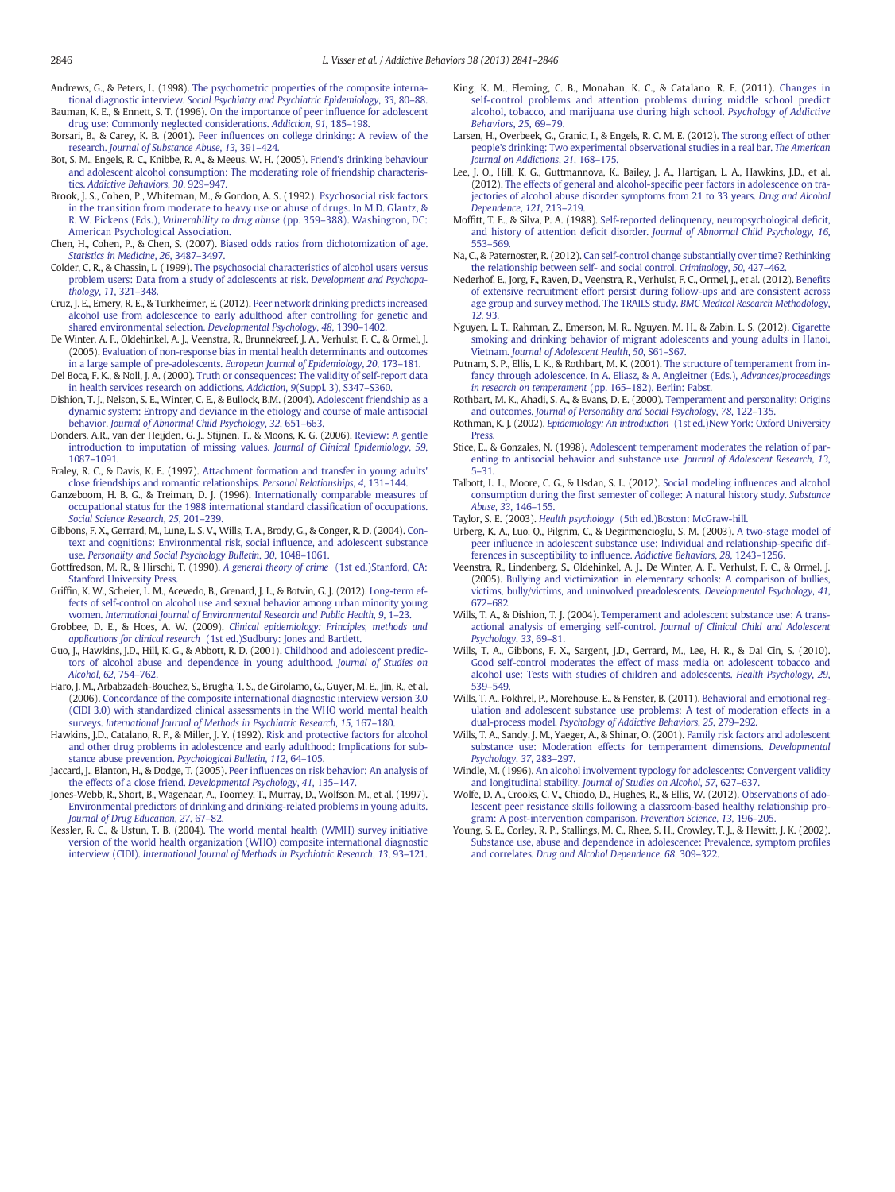Andrews, G., & Peters, L. (1998). The psychometric properties of the composite international diagnostic interview. *Social Psychiatry and Psychiatric Epidemiology*, *33*, 80–88.

Bauman, K. E., & Ennett, S. T. (1996). On the importance of peer influence for adolescent drug use: Commonly neglected considerations. *Addiction*, *91*, 185–198.

Borsari, B., & Carey, K. B. (2001). Peer influences on college drinking: A review of the research. *Journal of Substance Abuse*, *13*, 391–424.

Bot, S. M., Engels, R. C., Knibbe, R. A., & Meeus, W. H. (2005). Friend's drinking behaviour and adolescent alcohol consumption: The moderating role of friendship characteristics. *Addictive Behaviors*, *30*, 929–947.

Brook, J. S., Cohen, P., Whiteman, M., & Gordon, A. S. (1992). Psychosocial risk factors in the transition from moderate to heavy use or abuse of drugs. In M.D. Glantz, & R. W. Pickens (Eds.), *Vulnerability to drug abuse* (pp. 359–388). Washington, DC: American Psychological Association.

Chen, H., Cohen, P., & Chen, S. (2007). Biased odds ratios from dichotomization of age. *Statistics in Medicine*, *26*, 3487–3497.

Colder, C. R., & Chassin, L. (1999). The psychosocial characteristics of alcohol users versus problem users: Data from a study of adolescents at risk. *Development and Psychopathology*, *11*, 321–348.

Cruz, J. E., Emery, R. E., & Turkheimer, E. (2012). Peer network drinking predicts increased alcohol use from adolescence to early adulthood after controlling for genetic and shared environmental selection. *Developmental Psychology*, *48*, 1390–1402.

De Winter, A. F., Oldehinkel, A. J., Veenstra, R., Brunnekreef, J. A., Verhulst, F. C., & Ormel, J. (2005). Evaluation of non-response bias in mental health determinants and outcomes in a large sample of pre-adolescents. *European Journal of Epidemiology*, *20*, 173–181.

Del Boca, F. K., & Noll, J. A. (2000). Truth or consequences: The validity of self-report data in health services research on addictions. *Addiction*, *9*(Suppl. 3), S347–S360.

Dishion, T. J., Nelson, S. E., Winter, C. E., & Bullock, B.M. (2004). Adolescent friendship as a dynamic system: Entropy and deviance in the etiology and course of male antisocial behavior. *Journal of Abnormal Child Psychology*, *32*, 651–663.

Donders, A.R., van der Heijden, G. J., Stijnen, T., & Moons, K. G. (2006). Review: A gentle introduction to imputation of missing values. *Journal of Clinical Epidemiology*, *59*, 1087–1091.

Fraley, R. C., & Davis, K. E. (1997). Attachment formation and transfer in young adults' close friendships and romantic relationships. *Personal Relationships*, *4*, 131–144.

Ganzeboom, H. B. G., & Treiman, D. J. (1996). Internationally comparable measures of occupational status for the 1988 international standard classification of occupations. *Social Science Research*, *25*, 201–239.

Gibbons, F. X., Gerrard, M., Lune, L. S. V., Wills, T. A., Brody, G., & Conger, R. D. (2004). Context and cognitions: Environmental risk, social influence, and adolescent substance use. *Personality and Social Psychology Bulletin*, *30*, 1048–1061.

Gottfredson, M. R., & Hirschi, T. (1990). *A general theory of crime* (1st ed.)Stanford, CA: Stanford University Press.

Griffin, K. W., Scheier, L. M., Acevedo, B., Grenard, J. L., & Botvin, G. J. (2012). Long-term effects of self-control on alcohol use and sexual behavior among urban minority young women. *International Journal of Environmental Research and Public Health*, *9*, 1–23.

Grobbee, D. E., & Hoes, A. W. (2009). *Clinical epidemiology: Principles, methods and applications for clinical research* (1st ed.)Sudbury: Jones and Bartlett.

Guo, J., Hawkins, J.D., Hill, K. G., & Abbott, R. D. (2001). Childhood and adolescent predictors of alcohol abuse and dependence in young adulthood. *Journal of Studies on Alcohol*, *62*, 754–762.

Haro, J. M., Arbabzadeh-Bouchez, S., Brugha, T. S., de Girolamo, G., Guyer, M. E., Jin, R., et al. (2006). Concordance of the composite international diagnostic interview version 3.0 (CIDI 3.0) with standardized clinical assessments in the WHO world mental health surveys. *International Journal of Methods in Psychiatric Research*, *15*, 167–180.

Hawkins, J.D., Catalano, R. F., & Miller, J. Y. (1992). Risk and protective factors for alcohol and other drug problems in adolescence and early adulthood: Implications for substance abuse prevention. *Psychological Bulletin*, *112*, 64–105.

Jaccard, J., Blanton, H., & Dodge, T. (2005). Peer influences on risk behavior: An analysis of the effects of a close friend. *Developmental Psychology*, *41*, 135–147.

Jones-Webb, R., Short, B., Wagenaar, A., Toomey, T., Murray, D., Wolfson, M., et al. (1997). Environmental predictors of drinking and drinking-related problems in young adults. *Journal of Drug Education*, *27*, 67–82.

Kessler, R. C., & Ustun, T. B. (2004). The world mental health (WMH) survey initiative version of the world health organization (WHO) composite international diagnostic interview (CIDI). *International Journal of Methods in Psychiatric Research*, *13*, 93–121.

King, K. M., Fleming, C. B., Monahan, K. C., & Catalano, R. F. (2011). Changes in self-control problems and attention problems during middle school predict alcohol, tobacco, and marijuana use during high school. *Psychology of Addictive Behaviors*, *25*, 69–79.

Larsen, H., Overbeek, G., Granic, I., & Engels, R. C. M. E. (2012). The strong effect of other people's drinking: Two experimental observational studies in a real bar. *The American Journal on Addictions*, *21*, 168–175.

Lee, J. O., Hill, K. G., Guttmannova, K., Bailey, J. A., Hartigan, L. A., Hawkins, J.D., et al. (2012). The effects of general and alcohol-specific peer factors in adolescence on trajectories of alcohol abuse disorder symptoms from 21 to 33 years. *Drug and Alcohol Dependence*, *121*, 213–219.

Moffitt, T. E., & Silva, P. A. (1988). Self-reported delinquency, neuropsychological deficit, and history of attention deficit disorder. *Journal of Abnormal Child Psychology*, *16*, 553–569.

Na, C., & Paternoster, R. (2012). Can self-control change substantially over time? Rethinking the relationship between self- and social control. *Criminology*, *50*, 427–462.

Nederhof, E., Jorg, F., Raven, D., Veenstra, R., Verhulst, F. C., Ormel, J., et al. (2012). Benefits of extensive recruitment effort persist during follow-ups and are consistent across age group and survey method. The TRAILS study. *BMC Medical Research Methodology*, *12*, 93.

Nguyen, L. T., Rahman, Z., Emerson, M. R., Nguyen, M. H., & Zabin, L. S. (2012). Cigarette smoking and drinking behavior of migrant adolescents and young adults in Hanoi, Vietnam. *Journal of Adolescent Health*, *50*, S61–S67.

Putnam, S. P., Ellis, L. K., & Rothbart, M. K. (2001). The structure of temperament from infancy through adolescence. In A. Eliasz, & A. Angleitner (Eds.), *Advances/proceedings in research on temperament* (pp. 165–182). Berlin: Pabst.

Rothbart, M. K., Ahadi, S. A., & Evans, D. E. (2000). Temperament and personality: Origins and outcomes. *Journal of Personality and Social Psychology*, *78*, 122–135.

Rothman, K. J. (2002). *Epidemiology: An introduction* (1st ed.)New York: Oxford University Press.

Stice, E., & Gonzales, N. (1998). Adolescent temperament moderates the relation of parenting to antisocial behavior and substance use. *Journal of Adolescent Research*, *13*, 5–31.

Talbott, L. L., Moore, C. G., & Usdan, S. L. (2012). Social modeling influences and alcohol consumption during the first semester of college: A natural history study. *Substance Abuse*, *33*, 146–155.

Taylor, S. E. (2003). *Health psychology* (5th ed.)Boston: McGraw-hill.

Urberg, K. A., Luo, Q., Pilgrim, C., & Degirmencioglu, S. M. (2003). A two-stage model of peer influence in adolescent substance use: Individual and relationship-specific differences in susceptibility to influence. *Addictive Behaviors*, *28*, 1243–1256.

Veenstra, R., Lindenberg, S., Oldehinkel, A. J., De Winter, A. F., Verhulst, F. C., & Ormel, J. (2005). Bullying and victimization in elementary schools: A comparison of bullies, victims, bully/victims, and uninvolved preadolescents. *Developmental Psychology*, *41*, 672–682.

Wills, T. A., & Dishion, T. J. (2004). Temperament and adolescent substance use: A transactional analysis of emerging self-control. *Journal of Clinical Child and Adolescent Psychology*, *33*, 69–81.

Wills, T. A., Gibbons, F. X., Sargent, J.D., Gerrard, M., Lee, H. R., & Dal Cin, S. (2010). Good self-control moderates the effect of mass media on adolescent tobacco and alcohol use: Tests with studies of children and adolescents. *Health Psychology*, *29*, 539–549.

Wills, T. A., Pokhrel, P., Morehouse, E., & Fenster, B. (2011). Behavioral and emotional regulation and adolescent substance use problems: A test of moderation effects in a dual-process model. *Psychology of Addictive Behaviors*, *25*, 279–292.

Wills, T. A., Sandy, J. M., Yaeger, A., & Shinar, O. (2001). Family risk factors and adolescent substance use: Moderation effects for temperament dimensions. *Developmental Psychology*, *37*, 283–297.

Windle, M. (1996). An alcohol involvement typology for adolescents: Convergent validity and longitudinal stability. *Journal of Studies on Alcohol*, *57*, 627–637.

Wolfe, D. A., Crooks, C. V., Chiodo, D., Hughes, R., & Ellis, W. (2012). Observations of adolescent peer resistance skills following a classroom-based healthy relationship program: A post-intervention comparison. *Prevention Science*, *13*, 196–205.

Young, S. E., Corley, R. P., Stallings, M. C., Rhee, S. H., Crowley, T. J., & Hewitt, J. K. (2002). Substance use, abuse and dependence in adolescence: Prevalence, symptom profiles and correlates. *Drug and Alcohol Dependence*, *68*, 309–322.